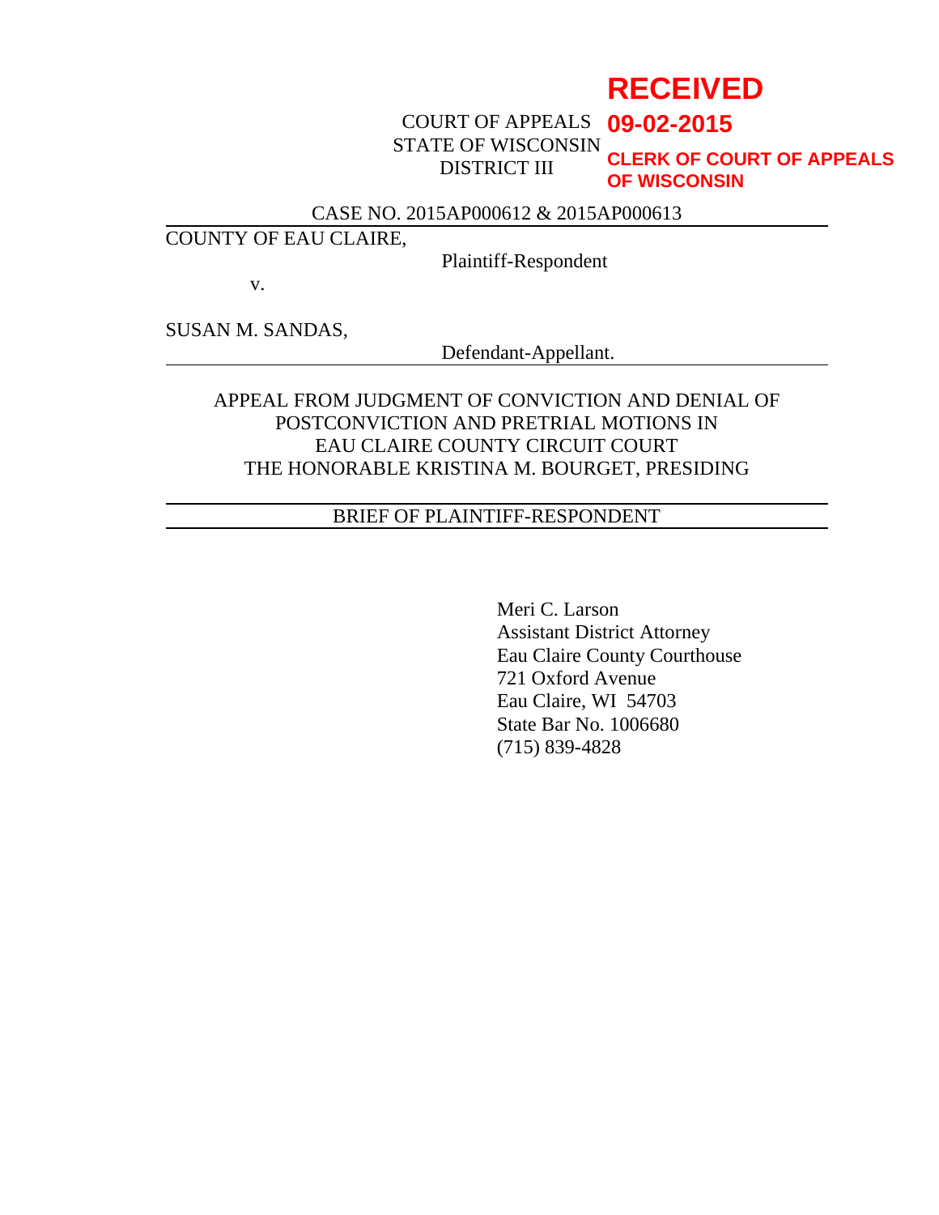**RECEIVED**

**09-02-2015**

**CLERK OF COURT OF APPEALS OF WISCONSIN**

COURT OF APPEALS
STATE OF WISCONSIN
DISTRICT III

CASE NO. 2015AP000612 & 2015AP000613

---

COUNTY OF EAU CLAIRE,

Plaintiff-Respondent

v.

SUSAN M. SANDAS,

Defendant-Appellant.

---

APPEAL FROM JUDGMENT OF CONVICTION AND DENIAL OF POSTCONVICTION AND PRETRIAL MOTIONS IN EAU CLAIRE COUNTY CIRCUIT COURT
THE HONORABLE KRISTINA M. BOURGET, PRESIDING

---

BRIEF OF PLAINTIFF-RESPONDENT

---

Meri C. Larson
Assistant District Attorney
Eau Claire County Courthouse
721 Oxford Avenue
Eau Claire, WI 54703
State Bar No. 1006680
(715) 839-4828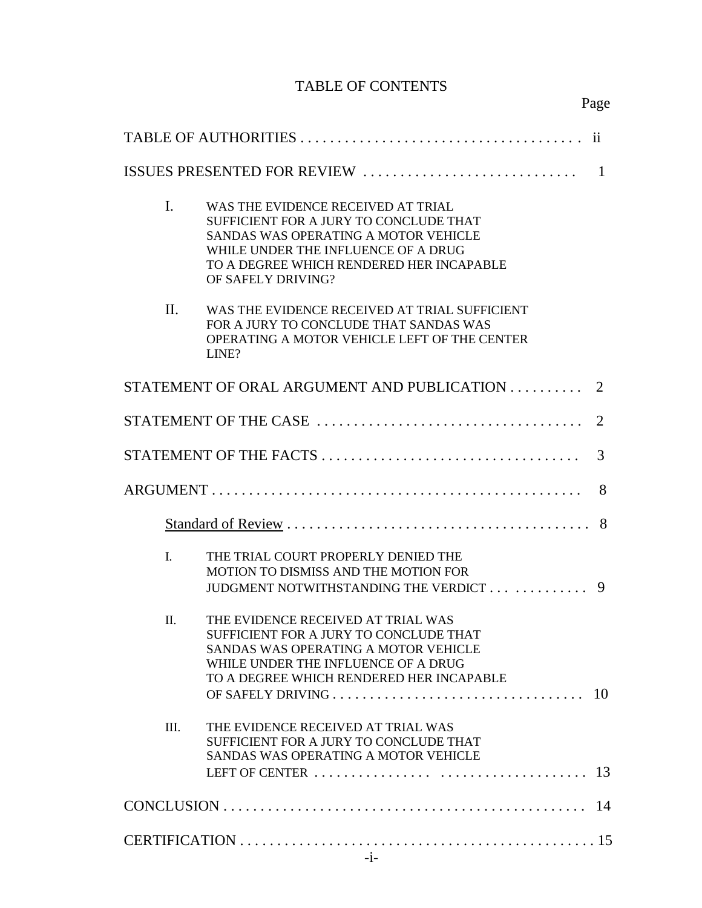# TABLE OF CONTENTS

Page

TABLE OF AUTHORITIES . . . . . . . . . . . . . . . . . . . . . . . . . . . . . . . . . . . . . ii

ISSUES PRESENTED FOR REVIEW . . . . . . . . . . . . . . . . . . . . . . . . . . . . 1

I. WAS THE EVIDENCE RECEIVED AT TRIAL SUFFICIENT FOR A JURY TO CONCLUDE THAT SANDAS WAS OPERATING A MOTOR VEHICLE WHILE UNDER THE INFLUENCE OF A DRUG TO A DEGREE WHICH RENDERED HER INCAPABLE OF SAFELY DRIVING?

II. WAS THE EVIDENCE RECEIVED AT TRIAL SUFFICIENT FOR A JURY TO CONCLUDE THAT SANDAS WAS OPERATING A MOTOR VEHICLE LEFT OF THE CENTER LINE?

STATEMENT OF ORAL ARGUMENT AND PUBLICATION . . . . . . . . . . 2

STATEMENT OF THE CASE . . . . . . . . . . . . . . . . . . . . . . . . . . . . . . . . . . . . 2

STATEMENT OF THE FACTS . . . . . . . . . . . . . . . . . . . . . . . . . . . . . . . . . . 3

ARGUMENT . . . . . . . . . . . . . . . . . . . . . . . . . . . . . . . . . . . . . . . . . . . . . . . . . 8

<u>Standard of Review</u> . . . . . . . . . . . . . . . . . . . . . . . . . . . . . . . . . . . . . . . . 8

I. THE TRIAL COURT PROPERLY DENIED THE MOTION TO DISMISS AND THE MOTION FOR JUDGMENT NOTWITHSTANDING THE VERDICT . . . . . . . . . . . . . 9

II. THE EVIDENCE RECEIVED AT TRIAL WAS SUFFICIENT FOR A JURY TO CONCLUDE THAT SANDAS WAS OPERATING A MOTOR VEHICLE WHILE UNDER THE INFLUENCE OF A DRUG TO A DEGREE WHICH RENDERED HER INCAPABLE OF SAFELY DRIVING . . . . . . . . . . . . . . . . . . . . . . . . . . . . . . . . . 10

III. THE EVIDENCE RECEIVED AT TRIAL WAS SUFFICIENT FOR A JURY TO CONCLUDE THAT SANDAS WAS OPERATING A MOTOR VEHICLE LEFT OF CENTER . . . . . . . . . . . . . . . . . . . . . . . . . . . . . . . . . . . . . 13

CONCLUSION . . . . . . . . . . . . . . . . . . . . . . . . . . . . . . . . . . . . . . . . . . . . . . . . 14

CERTIFICATION . . . . . . . . . . . . . . . . . . . . . . . . . . . . . . . . . . . . . . . . . . . . . . 15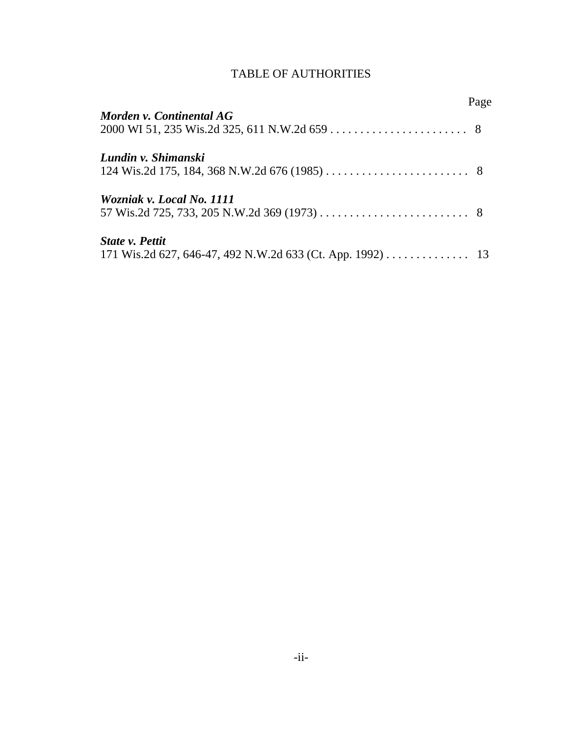# TABLE OF AUTHORITIES

Page

***Morden v. Continental AG***
2000 WI 51, 235 Wis.2d 325, 611 N.W.2d 659 . . . . . . . . . . . . . . . . . . . . . . . 8

***Lundin v. Shimanski***
124 Wis.2d 175, 184, 368 N.W.2d 676 (1985) . . . . . . . . . . . . . . . . . . . . . . . . 8

***Wozniak v. Local No. 1111***
57 Wis.2d 725, 733, 205 N.W.2d 369 (1973) . . . . . . . . . . . . . . . . . . . . . . . . . 8

***State v. Pettit***
171 Wis.2d 627, 646-47, 492 N.W.2d 633 (Ct. App. 1992) . . . . . . . . . . . . . . 13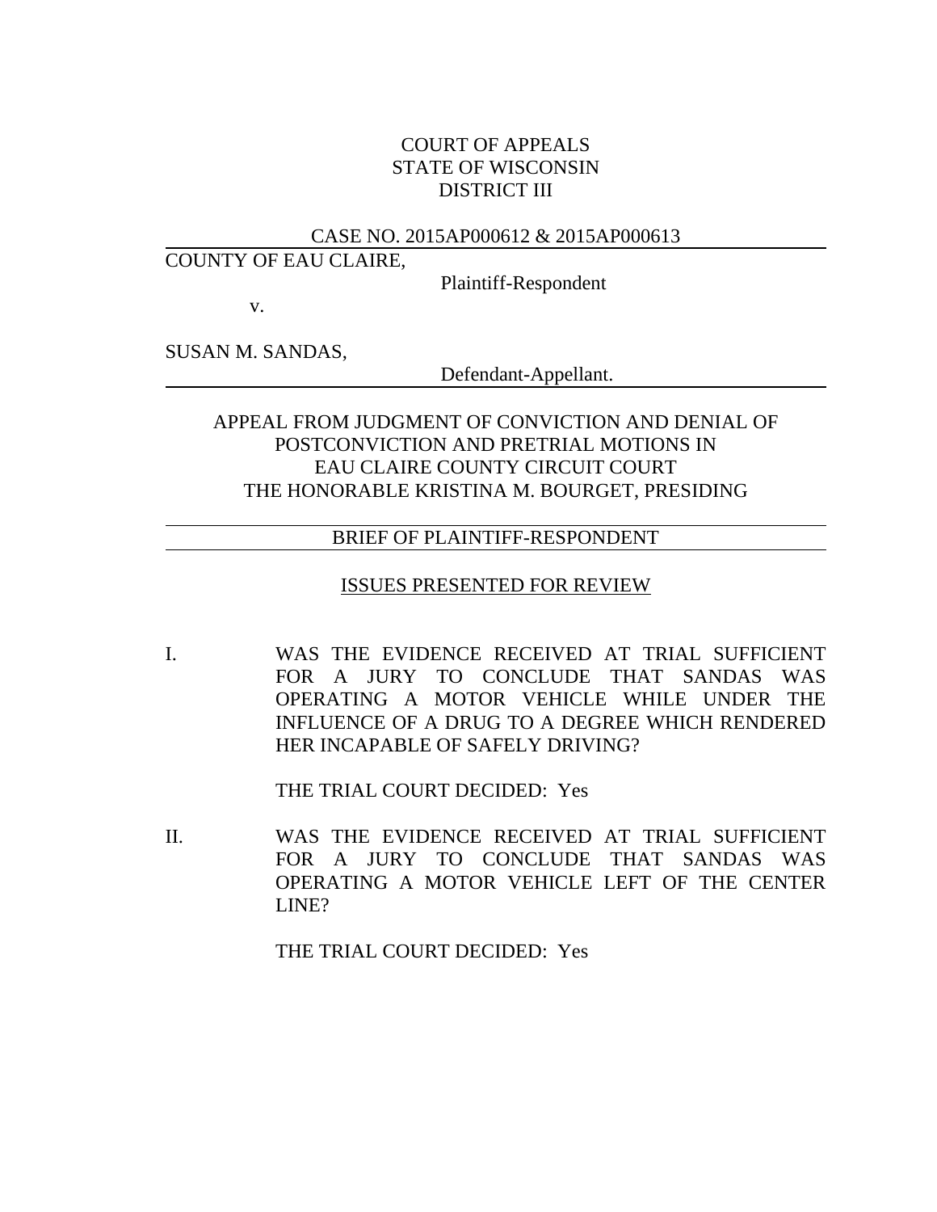COURT OF APPEALS
STATE OF WISCONSIN
DISTRICT III

CASE NO. 2015AP000612 & 2015AP000613

COUNTY OF EAU CLAIRE,

Plaintiff-Respondent

v.

SUSAN M. SANDAS,

Defendant-Appellant.

---

APPEAL FROM JUDGMENT OF CONVICTION AND DENIAL OF POSTCONVICTION AND PRETRIAL MOTIONS IN EAU CLAIRE COUNTY CIRCUIT COURT
THE HONORABLE KRISTINA M. BOURGET, PRESIDING

---

BRIEF OF PLAINTIFF-RESPONDENT

---

## ISSUES PRESENTED FOR REVIEW

I. WAS THE EVIDENCE RECEIVED AT TRIAL SUFFICIENT FOR A JURY TO CONCLUDE THAT SANDAS WAS OPERATING A MOTOR VEHICLE WHILE UNDER THE INFLUENCE OF A DRUG TO A DEGREE WHICH RENDERED HER INCAPABLE OF SAFELY DRIVING?

THE TRIAL COURT DECIDED: Yes

II. WAS THE EVIDENCE RECEIVED AT TRIAL SUFFICIENT FOR A JURY TO CONCLUDE THAT SANDAS WAS OPERATING A MOTOR VEHICLE LEFT OF THE CENTER LINE?

THE TRIAL COURT DECIDED: Yes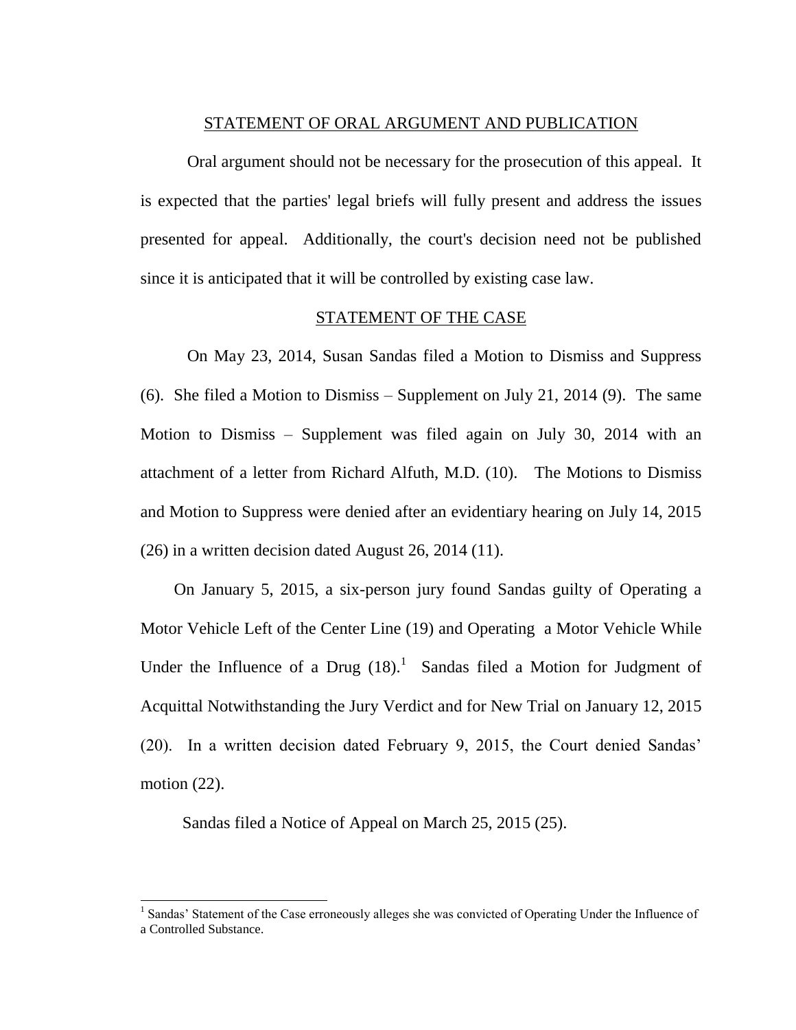## STATEMENT OF ORAL ARGUMENT AND PUBLICATION

Oral argument should not be necessary for the prosecution of this appeal. It is expected that the parties' legal briefs will fully present and address the issues presented for appeal. Additionally, the court's decision need not be published since it is anticipated that it will be controlled by existing case law.

## STATEMENT OF THE CASE

On May 23, 2014, Susan Sandas filed a Motion to Dismiss and Suppress (6). She filed a Motion to Dismiss – Supplement on July 21, 2014 (9). The same Motion to Dismiss – Supplement was filed again on July 30, 2014 with an attachment of a letter from Richard Alfuth, M.D. (10). The Motions to Dismiss and Motion to Suppress were denied after an evidentiary hearing on July 14, 2015 (26) in a written decision dated August 26, 2014 (11).

On January 5, 2015, a six-person jury found Sandas guilty of Operating a Motor Vehicle Left of the Center Line (19) and Operating a Motor Vehicle While Under the Influence of a Drug (18).[1] Sandas filed a Motion for Judgment of Acquittal Notwithstanding the Jury Verdict and for New Trial on January 12, 2015 (20). In a written decision dated February 9, 2015, the Court denied Sandas' motion (22).

Sandas filed a Notice of Appeal on March 25, 2015 (25).

---

[1] Sandas' Statement of the Case erroneously alleges she was convicted of Operating Under the Influence of a Controlled Substance.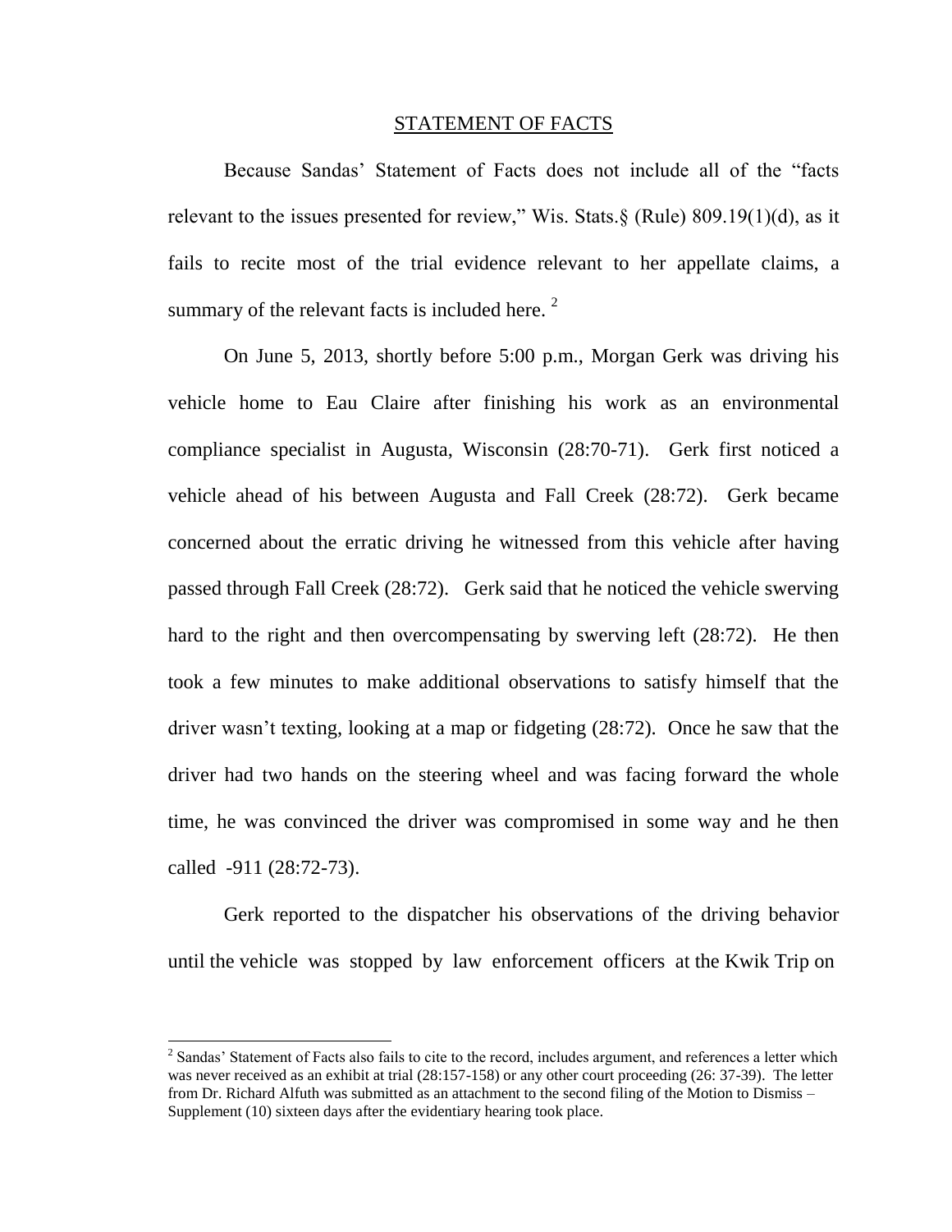## STATEMENT OF FACTS

Because Sandas' Statement of Facts does not include all of the "facts relevant to the issues presented for review," Wis. Stats.§ (Rule) 809.19(1)(d), as it fails to recite most of the trial evidence relevant to her appellate claims, a summary of the relevant facts is included here. [2]

On June 5, 2013, shortly before 5:00 p.m., Morgan Gerk was driving his vehicle home to Eau Claire after finishing his work as an environmental compliance specialist in Augusta, Wisconsin (28:70-71). Gerk first noticed a vehicle ahead of his between Augusta and Fall Creek (28:72). Gerk became concerned about the erratic driving he witnessed from this vehicle after having passed through Fall Creek (28:72). Gerk said that he noticed the vehicle swerving hard to the right and then overcompensating by swerving left (28:72). He then took a few minutes to make additional observations to satisfy himself that the driver wasn't texting, looking at a map or fidgeting (28:72). Once he saw that the driver had two hands on the steering wheel and was facing forward the whole time, he was convinced the driver was compromised in some way and he then called -911 (28:72-73).

Gerk reported to the dispatcher his observations of the driving behavior until the vehicle was stopped by law enforcement officers at the Kwik Trip on

[2] Sandas' Statement of Facts also fails to cite to the record, includes argument, and references a letter which was never received as an exhibit at trial (28:157-158) or any other court proceeding (26: 37-39). The letter from Dr. Richard Alfuth was submitted as an attachment to the second filing of the Motion to Dismiss – Supplement (10) sixteen days after the evidentiary hearing took place.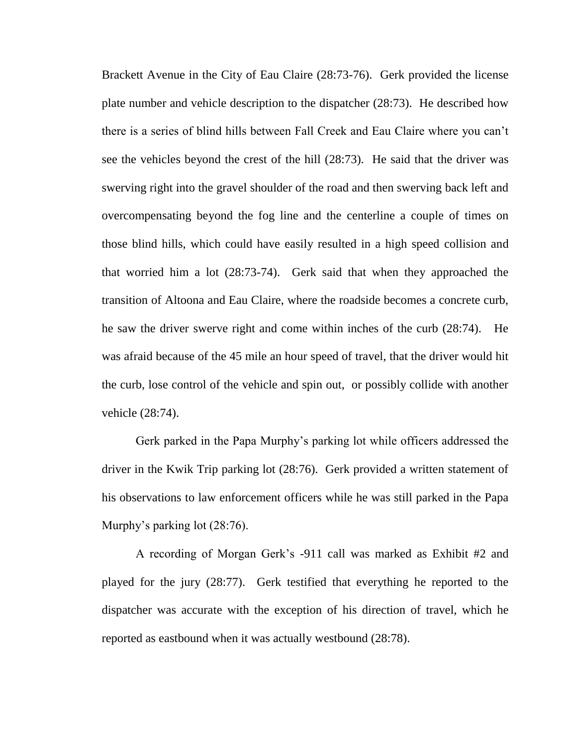Brackett Avenue in the City of Eau Claire (28:73-76). Gerk provided the license plate number and vehicle description to the dispatcher (28:73). He described how there is a series of blind hills between Fall Creek and Eau Claire where you can't see the vehicles beyond the crest of the hill (28:73). He said that the driver was swerving right into the gravel shoulder of the road and then swerving back left and overcompensating beyond the fog line and the centerline a couple of times on those blind hills, which could have easily resulted in a high speed collision and that worried him a lot (28:73-74). Gerk said that when they approached the transition of Altoona and Eau Claire, where the roadside becomes a concrete curb, he saw the driver swerve right and come within inches of the curb (28:74). He was afraid because of the 45 mile an hour speed of travel, that the driver would hit the curb, lose control of the vehicle and spin out, or possibly collide with another vehicle (28:74).

Gerk parked in the Papa Murphy's parking lot while officers addressed the driver in the Kwik Trip parking lot (28:76). Gerk provided a written statement of his observations to law enforcement officers while he was still parked in the Papa Murphy's parking lot (28:76).

A recording of Morgan Gerk's -911 call was marked as Exhibit #2 and played for the jury (28:77). Gerk testified that everything he reported to the dispatcher was accurate with the exception of his direction of travel, which he reported as eastbound when it was actually westbound (28:78).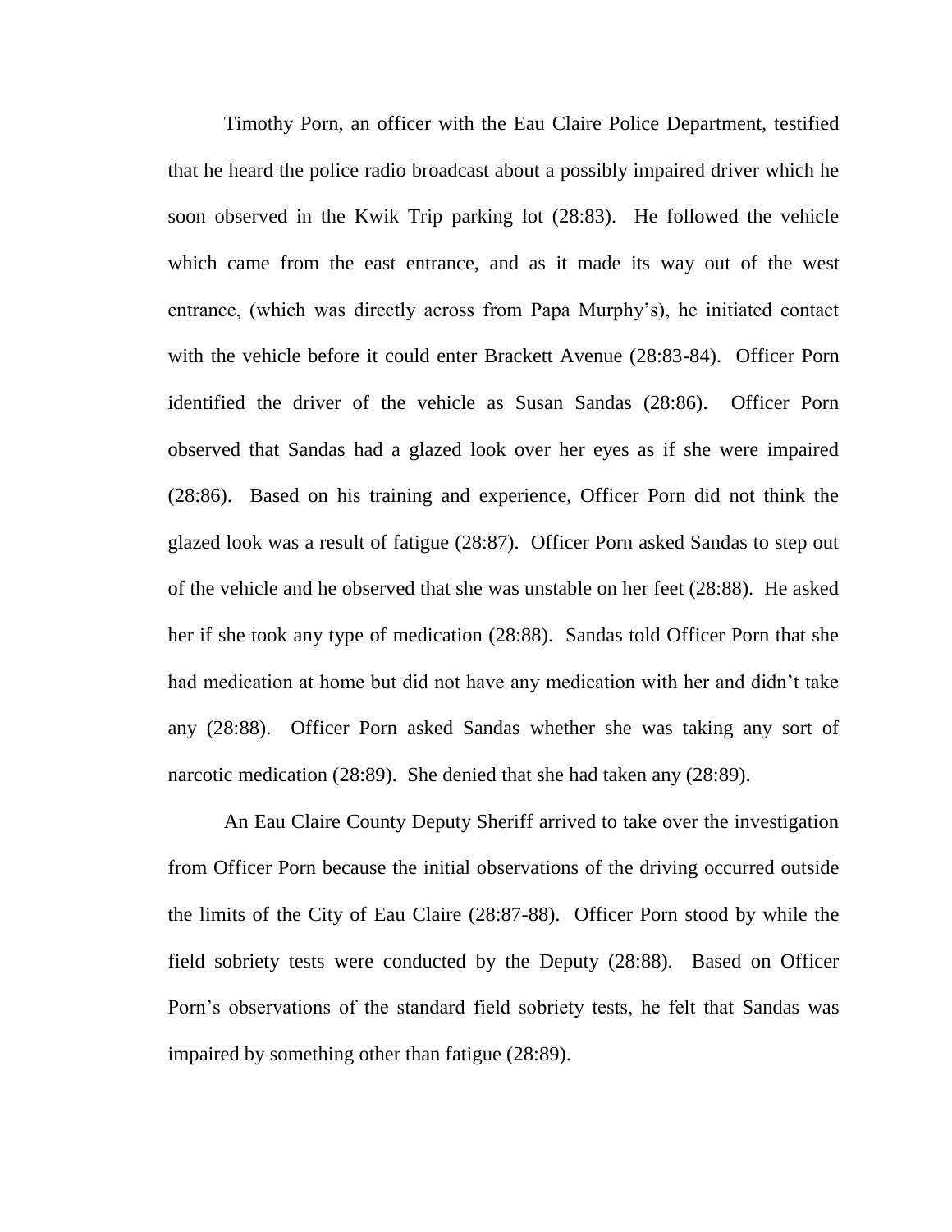Timothy Porn, an officer with the Eau Claire Police Department, testified that he heard the police radio broadcast about a possibly impaired driver which he soon observed in the Kwik Trip parking lot (28:83). He followed the vehicle which came from the east entrance, and as it made its way out of the west entrance, (which was directly across from Papa Murphy's), he initiated contact with the vehicle before it could enter Brackett Avenue (28:83-84). Officer Porn identified the driver of the vehicle as Susan Sandas (28:86). Officer Porn observed that Sandas had a glazed look over her eyes as if she were impaired (28:86). Based on his training and experience, Officer Porn did not think the glazed look was a result of fatigue (28:87). Officer Porn asked Sandas to step out of the vehicle and he observed that she was unstable on her feet (28:88). He asked her if she took any type of medication (28:88). Sandas told Officer Porn that she had medication at home but did not have any medication with her and didn't take any (28:88). Officer Porn asked Sandas whether she was taking any sort of narcotic medication (28:89). She denied that she had taken any (28:89).

An Eau Claire County Deputy Sheriff arrived to take over the investigation from Officer Porn because the initial observations of the driving occurred outside the limits of the City of Eau Claire (28:87-88). Officer Porn stood by while the field sobriety tests were conducted by the Deputy (28:88). Based on Officer Porn's observations of the standard field sobriety tests, he felt that Sandas was impaired by something other than fatigue (28:89).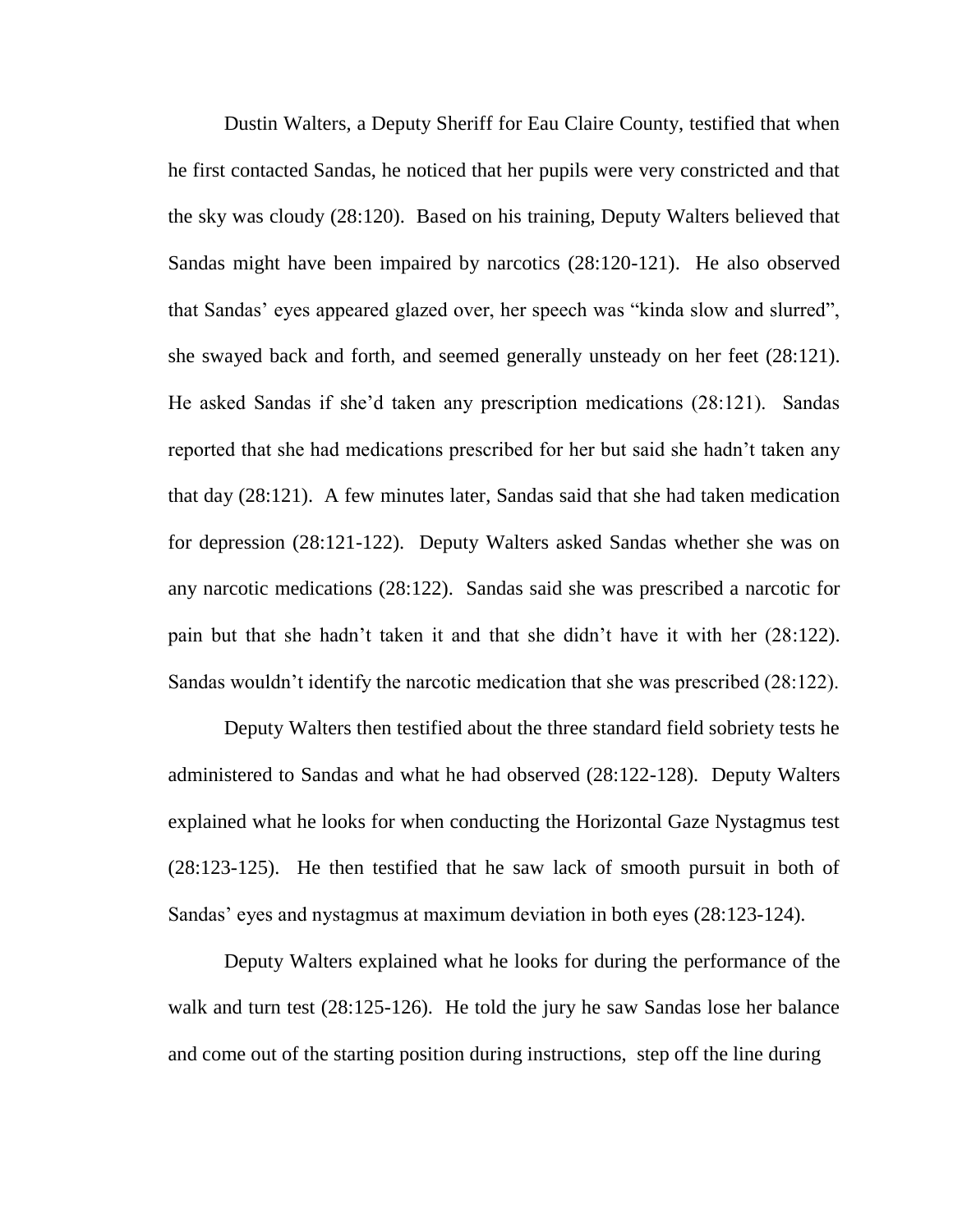Dustin Walters, a Deputy Sheriff for Eau Claire County, testified that when he first contacted Sandas, he noticed that her pupils were very constricted and that the sky was cloudy (28:120). Based on his training, Deputy Walters believed that Sandas might have been impaired by narcotics (28:120-121). He also observed that Sandas' eyes appeared glazed over, her speech was "kinda slow and slurred", she swayed back and forth, and seemed generally unsteady on her feet (28:121). He asked Sandas if she'd taken any prescription medications (28:121). Sandas reported that she had medications prescribed for her but said she hadn't taken any that day (28:121). A few minutes later, Sandas said that she had taken medication for depression (28:121-122). Deputy Walters asked Sandas whether she was on any narcotic medications (28:122). Sandas said she was prescribed a narcotic for pain but that she hadn't taken it and that she didn't have it with her (28:122). Sandas wouldn't identify the narcotic medication that she was prescribed (28:122).

Deputy Walters then testified about the three standard field sobriety tests he administered to Sandas and what he had observed (28:122-128). Deputy Walters explained what he looks for when conducting the Horizontal Gaze Nystagmus test (28:123-125). He then testified that he saw lack of smooth pursuit in both of Sandas' eyes and nystagmus at maximum deviation in both eyes (28:123-124).

Deputy Walters explained what he looks for during the performance of the walk and turn test (28:125-126). He told the jury he saw Sandas lose her balance and come out of the starting position during instructions, step off the line during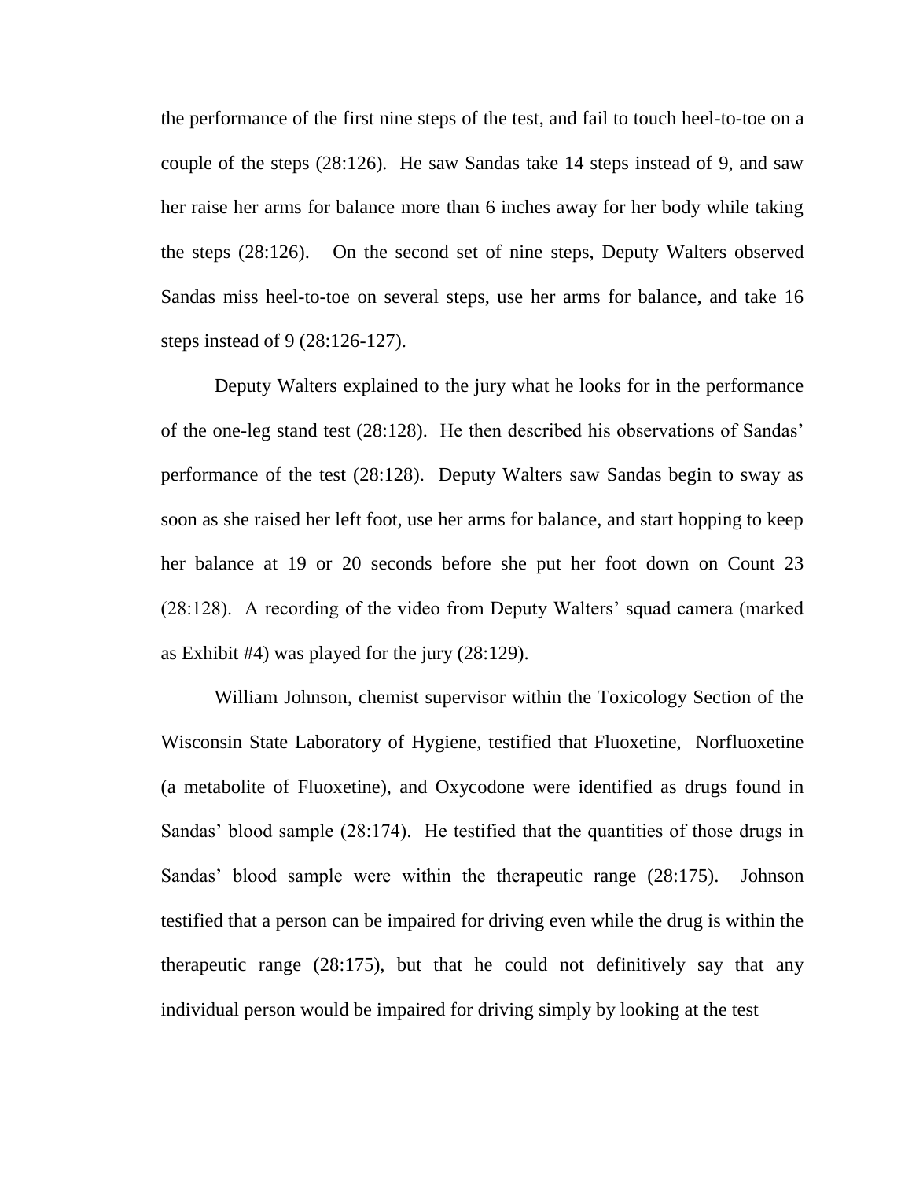the performance of the first nine steps of the test, and fail to touch heel-to-toe on a couple of the steps (28:126). He saw Sandas take 14 steps instead of 9, and saw her raise her arms for balance more than 6 inches away for her body while taking the steps (28:126). On the second set of nine steps, Deputy Walters observed Sandas miss heel-to-toe on several steps, use her arms for balance, and take 16 steps instead of 9 (28:126-127).

Deputy Walters explained to the jury what he looks for in the performance of the one-leg stand test (28:128). He then described his observations of Sandas' performance of the test (28:128). Deputy Walters saw Sandas begin to sway as soon as she raised her left foot, use her arms for balance, and start hopping to keep her balance at 19 or 20 seconds before she put her foot down on Count 23 (28:128). A recording of the video from Deputy Walters' squad camera (marked as Exhibit #4) was played for the jury (28:129).

William Johnson, chemist supervisor within the Toxicology Section of the Wisconsin State Laboratory of Hygiene, testified that Fluoxetine, Norfluoxetine (a metabolite of Fluoxetine), and Oxycodone were identified as drugs found in Sandas' blood sample (28:174). He testified that the quantities of those drugs in Sandas' blood sample were within the therapeutic range (28:175). Johnson testified that a person can be impaired for driving even while the drug is within the therapeutic range (28:175), but that he could not definitively say that any individual person would be impaired for driving simply by looking at the test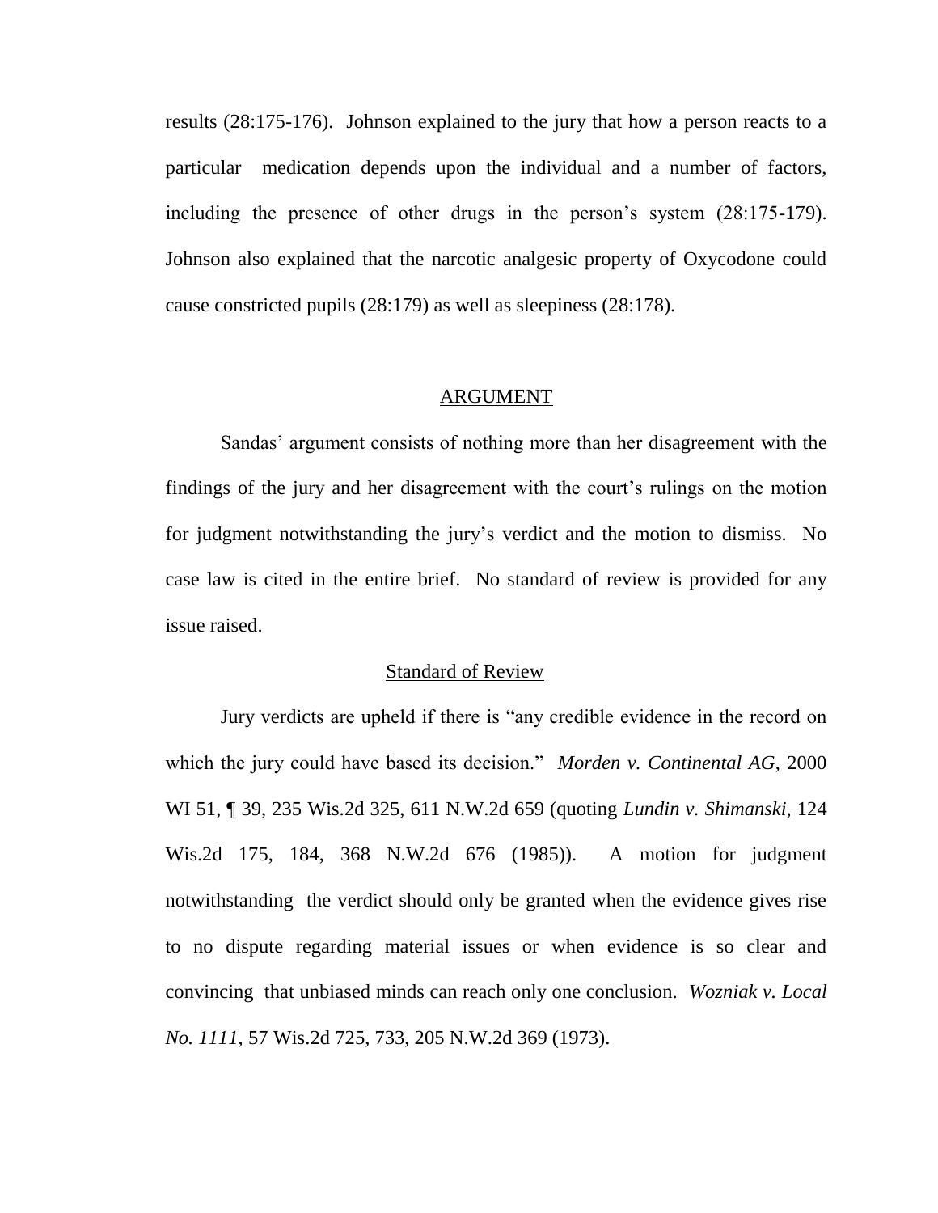results (28:175-176). Johnson explained to the jury that how a person reacts to a particular medication depends upon the individual and a number of factors, including the presence of other drugs in the person's system (28:175-179). Johnson also explained that the narcotic analgesic property of Oxycodone could cause constricted pupils (28:179) as well as sleepiness (28:178).

## ARGUMENT

Sandas' argument consists of nothing more than her disagreement with the findings of the jury and her disagreement with the court's rulings on the motion for judgment notwithstanding the jury's verdict and the motion to dismiss. No case law is cited in the entire brief. No standard of review is provided for any issue raised.

### Standard of Review

Jury verdicts are upheld if there is "any credible evidence in the record on which the jury could have based its decision." *Morden v. Continental AG*, 2000 WI 51, ¶ 39, 235 Wis.2d 325, 611 N.W.2d 659 (quoting *Lundin v. Shimanski*, 124 Wis.2d 175, 184, 368 N.W.2d 676 (1985)). A motion for judgment notwithstanding the verdict should only be granted when the evidence gives rise to no dispute regarding material issues or when evidence is so clear and convincing that unbiased minds can reach only one conclusion. *Wozniak v. Local No. 1111*, 57 Wis.2d 725, 733, 205 N.W.2d 369 (1973).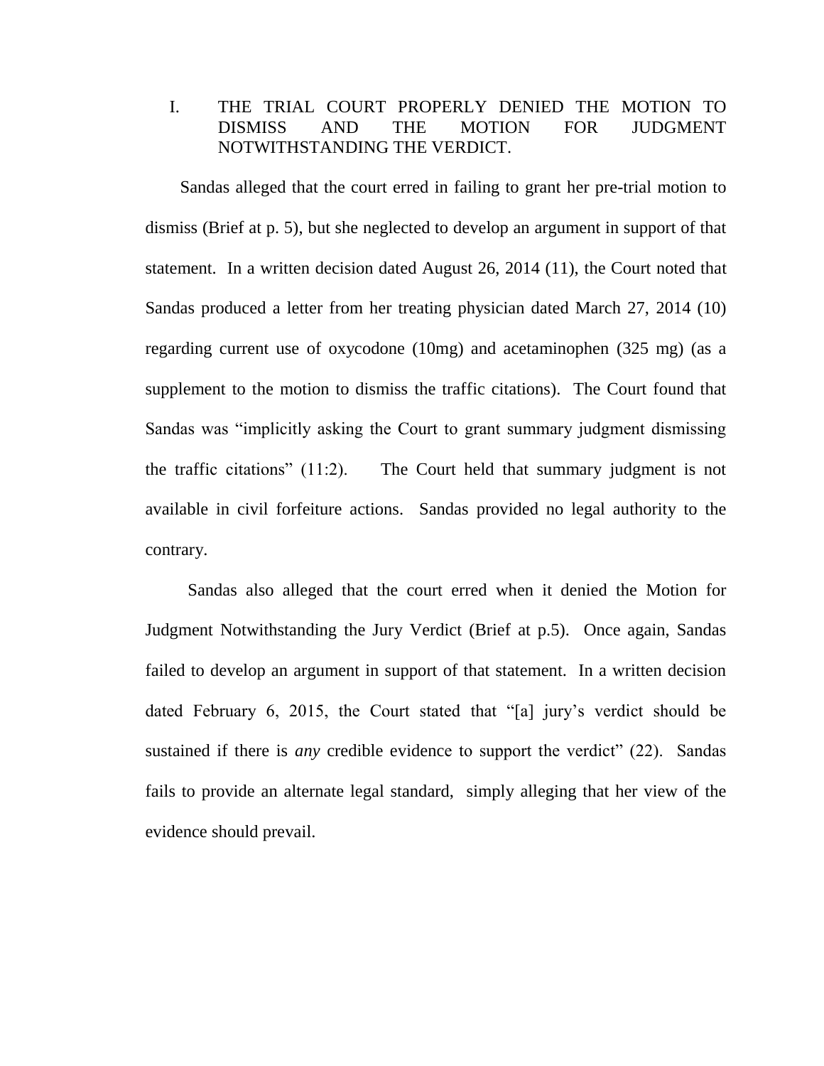## I. THE TRIAL COURT PROPERLY DENIED THE MOTION TO DISMISS AND THE MOTION FOR JUDGMENT NOTWITHSTANDING THE VERDICT.

Sandas alleged that the court erred in failing to grant her pre-trial motion to dismiss (Brief at p. 5), but she neglected to develop an argument in support of that statement. In a written decision dated August 26, 2014 (11), the Court noted that Sandas produced a letter from her treating physician dated March 27, 2014 (10) regarding current use of oxycodone (10mg) and acetaminophen (325 mg) (as a supplement to the motion to dismiss the traffic citations). The Court found that Sandas was "implicitly asking the Court to grant summary judgment dismissing the traffic citations" (11:2). The Court held that summary judgment is not available in civil forfeiture actions. Sandas provided no legal authority to the contrary.

Sandas also alleged that the court erred when it denied the Motion for Judgment Notwithstanding the Jury Verdict (Brief at p.5). Once again, Sandas failed to develop an argument in support of that statement. In a written decision dated February 6, 2015, the Court stated that "[a] jury's verdict should be sustained if there is *any* credible evidence to support the verdict" (22). Sandas fails to provide an alternate legal standard, simply alleging that her view of the evidence should prevail.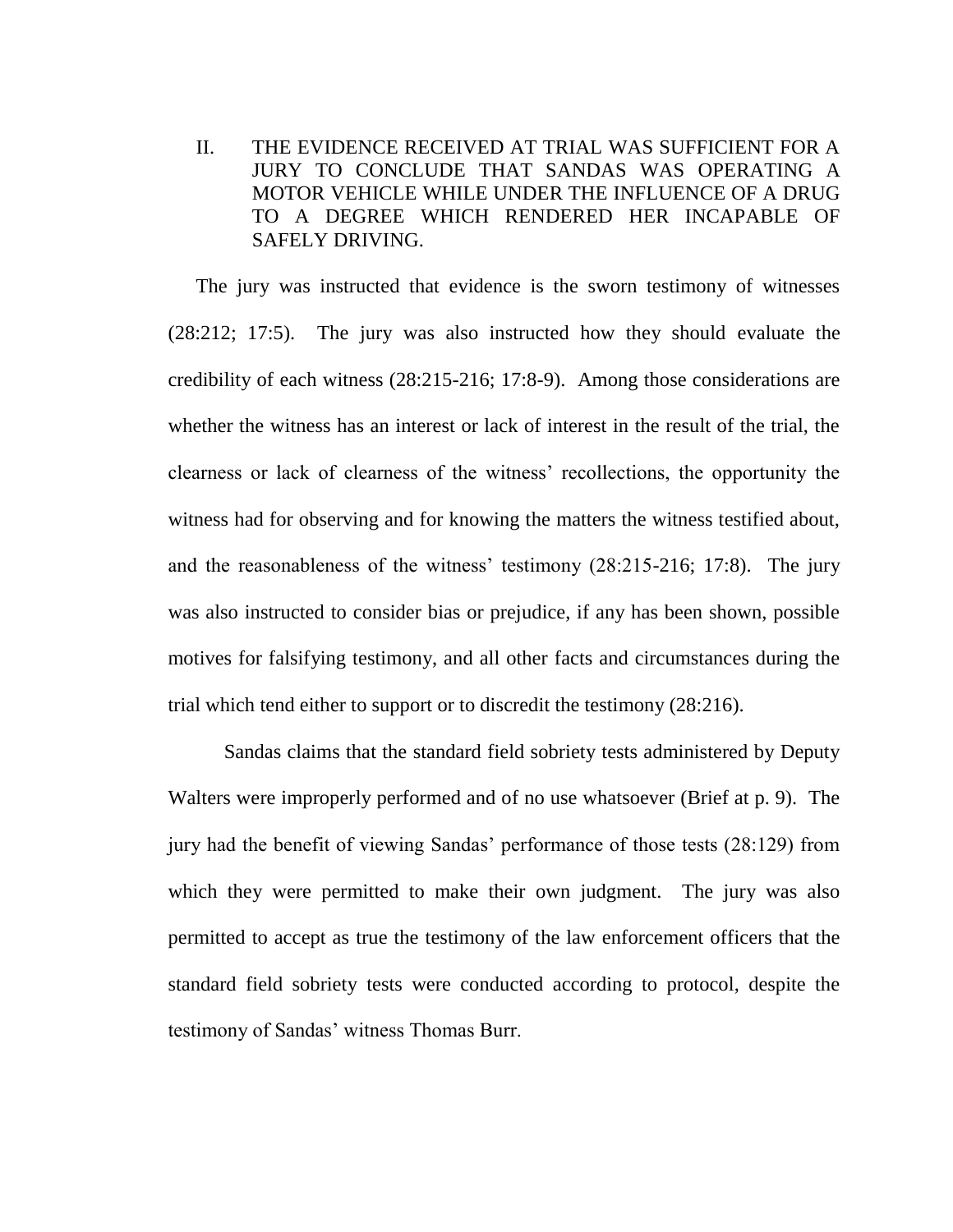## II. THE EVIDENCE RECEIVED AT TRIAL WAS SUFFICIENT FOR A JURY TO CONCLUDE THAT SANDAS WAS OPERATING A MOTOR VEHICLE WHILE UNDER THE INFLUENCE OF A DRUG TO A DEGREE WHICH RENDERED HER INCAPABLE OF SAFELY DRIVING.

The jury was instructed that evidence is the sworn testimony of witnesses (28:212; 17:5). The jury was also instructed how they should evaluate the credibility of each witness (28:215-216; 17:8-9). Among those considerations are whether the witness has an interest or lack of interest in the result of the trial, the clearness or lack of clearness of the witness' recollections, the opportunity the witness had for observing and for knowing the matters the witness testified about, and the reasonableness of the witness' testimony (28:215-216; 17:8). The jury was also instructed to consider bias or prejudice, if any has been shown, possible motives for falsifying testimony, and all other facts and circumstances during the trial which tend either to support or to discredit the testimony (28:216).

Sandas claims that the standard field sobriety tests administered by Deputy Walters were improperly performed and of no use whatsoever (Brief at p. 9). The jury had the benefit of viewing Sandas' performance of those tests (28:129) from which they were permitted to make their own judgment. The jury was also permitted to accept as true the testimony of the law enforcement officers that the standard field sobriety tests were conducted according to protocol, despite the testimony of Sandas' witness Thomas Burr.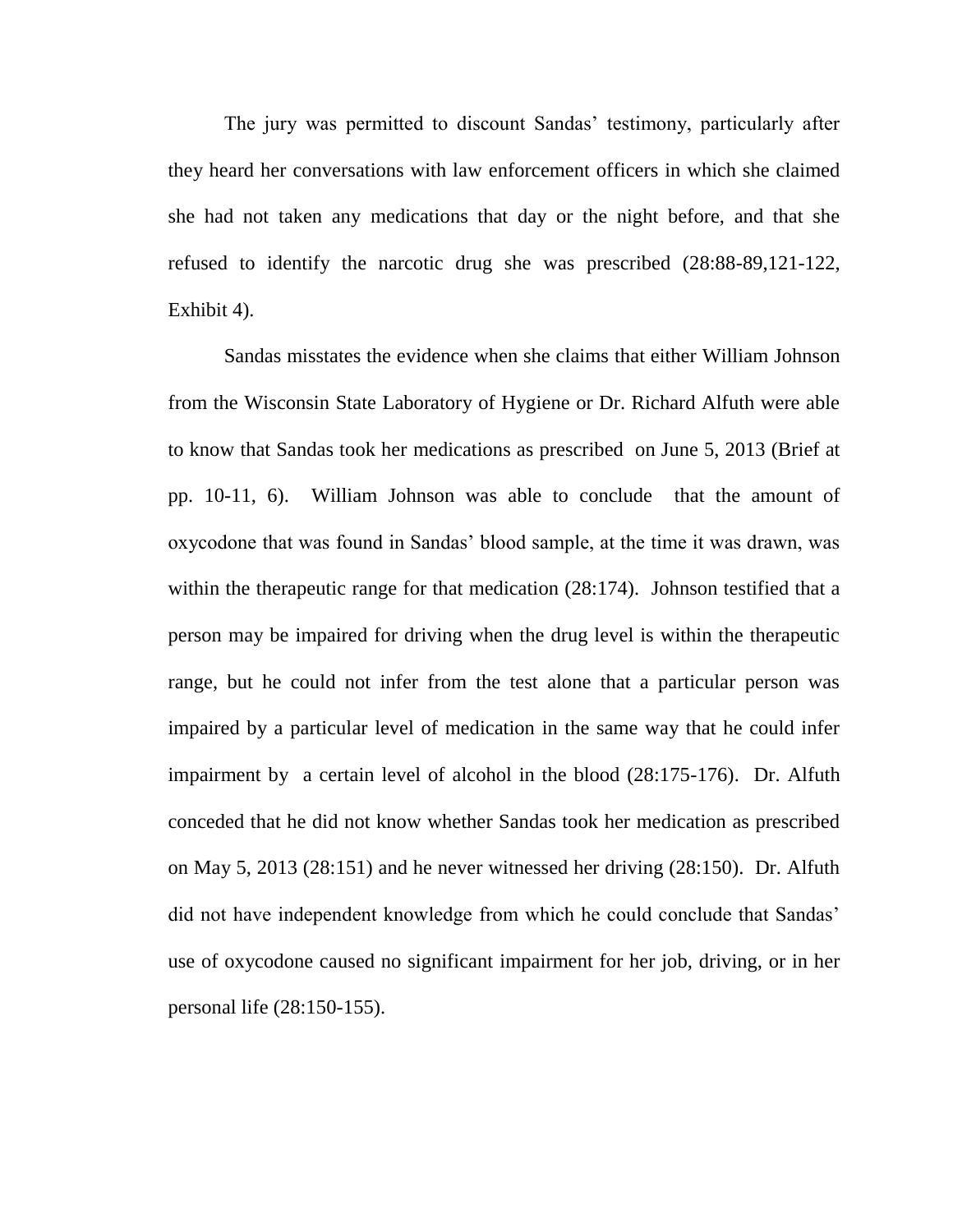The jury was permitted to discount Sandas' testimony, particularly after they heard her conversations with law enforcement officers in which she claimed she had not taken any medications that day or the night before, and that she refused to identify the narcotic drug she was prescribed (28:88-89,121-122, Exhibit 4).

Sandas misstates the evidence when she claims that either William Johnson from the Wisconsin State Laboratory of Hygiene or Dr. Richard Alfuth were able to know that Sandas took her medications as prescribed on June 5, 2013 (Brief at pp. 10-11, 6). William Johnson was able to conclude that the amount of oxycodone that was found in Sandas' blood sample, at the time it was drawn, was within the therapeutic range for that medication (28:174). Johnson testified that a person may be impaired for driving when the drug level is within the therapeutic range, but he could not infer from the test alone that a particular person was impaired by a particular level of medication in the same way that he could infer impairment by a certain level of alcohol in the blood (28:175-176). Dr. Alfuth conceded that he did not know whether Sandas took her medication as prescribed on May 5, 2013 (28:151) and he never witnessed her driving (28:150). Dr. Alfuth did not have independent knowledge from which he could conclude that Sandas' use of oxycodone caused no significant impairment for her job, driving, or in her personal life (28:150-155).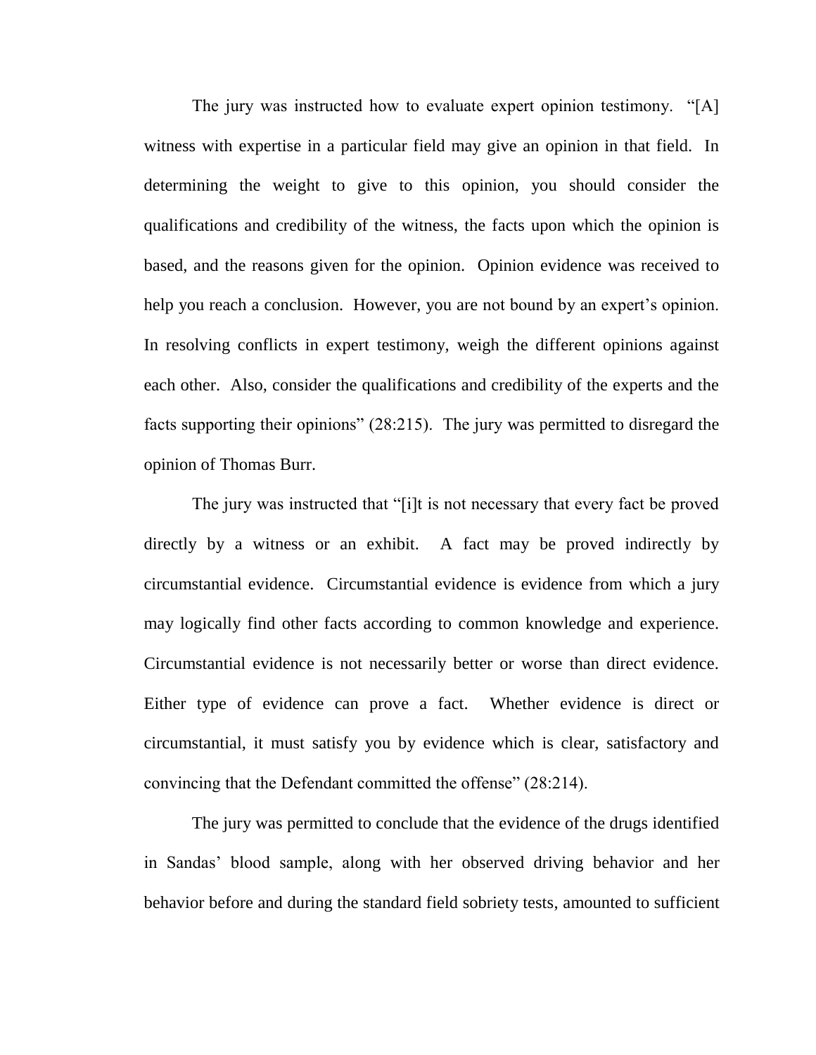The jury was instructed how to evaluate expert opinion testimony. "[A] witness with expertise in a particular field may give an opinion in that field. In determining the weight to give to this opinion, you should consider the qualifications and credibility of the witness, the facts upon which the opinion is based, and the reasons given for the opinion. Opinion evidence was received to help you reach a conclusion. However, you are not bound by an expert's opinion. In resolving conflicts in expert testimony, weigh the different opinions against each other. Also, consider the qualifications and credibility of the experts and the facts supporting their opinions" (28:215). The jury was permitted to disregard the opinion of Thomas Burr.

The jury was instructed that "[i]t is not necessary that every fact be proved directly by a witness or an exhibit. A fact may be proved indirectly by circumstantial evidence. Circumstantial evidence is evidence from which a jury may logically find other facts according to common knowledge and experience. Circumstantial evidence is not necessarily better or worse than direct evidence. Either type of evidence can prove a fact. Whether evidence is direct or circumstantial, it must satisfy you by evidence which is clear, satisfactory and convincing that the Defendant committed the offense" (28:214).

The jury was permitted to conclude that the evidence of the drugs identified in Sandas' blood sample, along with her observed driving behavior and her behavior before and during the standard field sobriety tests, amounted to sufficient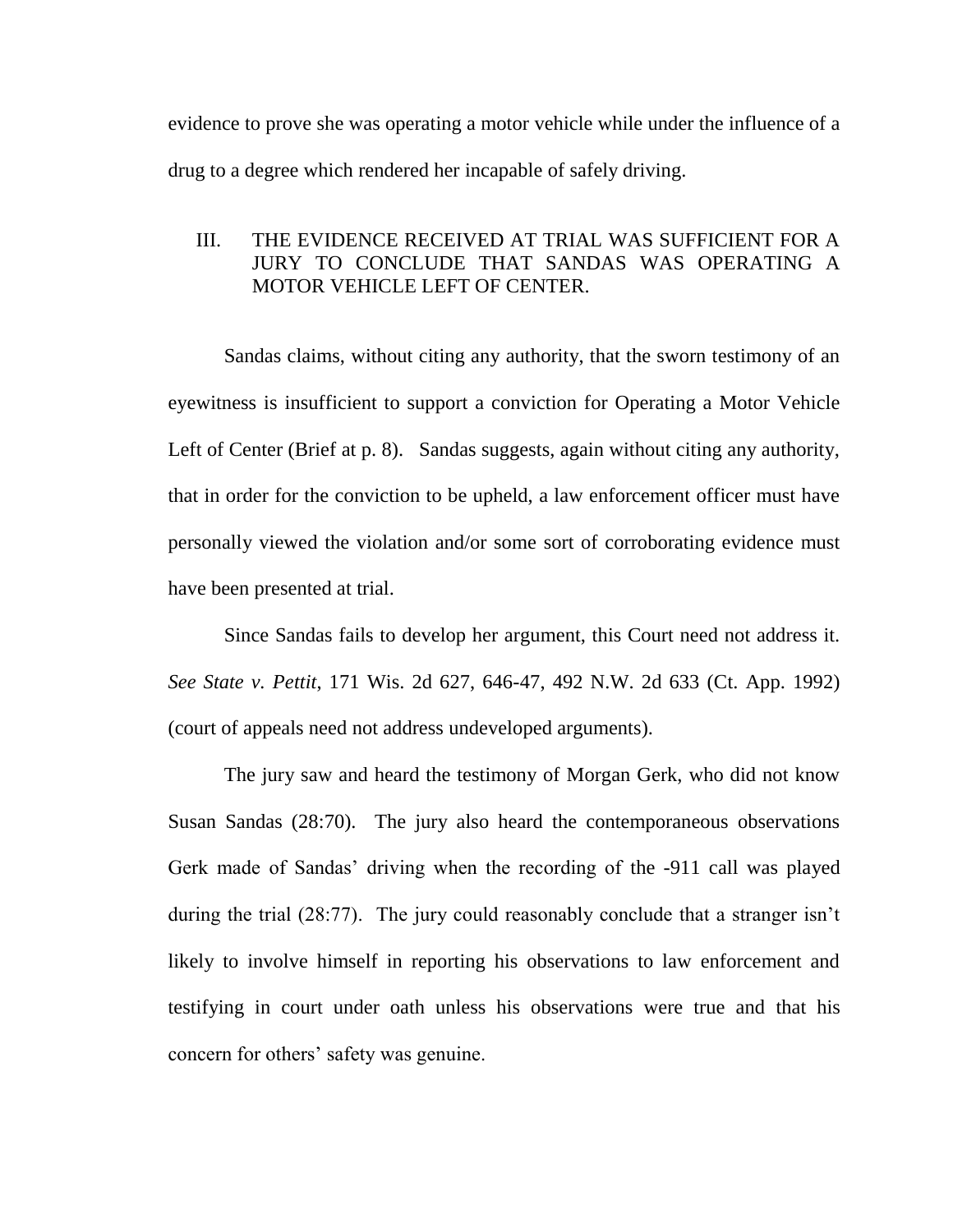evidence to prove she was operating a motor vehicle while under the influence of a drug to a degree which rendered her incapable of safely driving.

## III. THE EVIDENCE RECEIVED AT TRIAL WAS SUFFICIENT FOR A JURY TO CONCLUDE THAT SANDAS WAS OPERATING A MOTOR VEHICLE LEFT OF CENTER.

Sandas claims, without citing any authority, that the sworn testimony of an eyewitness is insufficient to support a conviction for Operating a Motor Vehicle Left of Center (Brief at p. 8). Sandas suggests, again without citing any authority, that in order for the conviction to be upheld, a law enforcement officer must have personally viewed the violation and/or some sort of corroborating evidence must have been presented at trial.

Since Sandas fails to develop her argument, this Court need not address it. *See State v. Pettit*, 171 Wis. 2d 627, 646-47, 492 N.W. 2d 633 (Ct. App. 1992) (court of appeals need not address undeveloped arguments).

The jury saw and heard the testimony of Morgan Gerk, who did not know Susan Sandas (28:70). The jury also heard the contemporaneous observations Gerk made of Sandas' driving when the recording of the -911 call was played during the trial (28:77). The jury could reasonably conclude that a stranger isn't likely to involve himself in reporting his observations to law enforcement and testifying in court under oath unless his observations were true and that his concern for others' safety was genuine.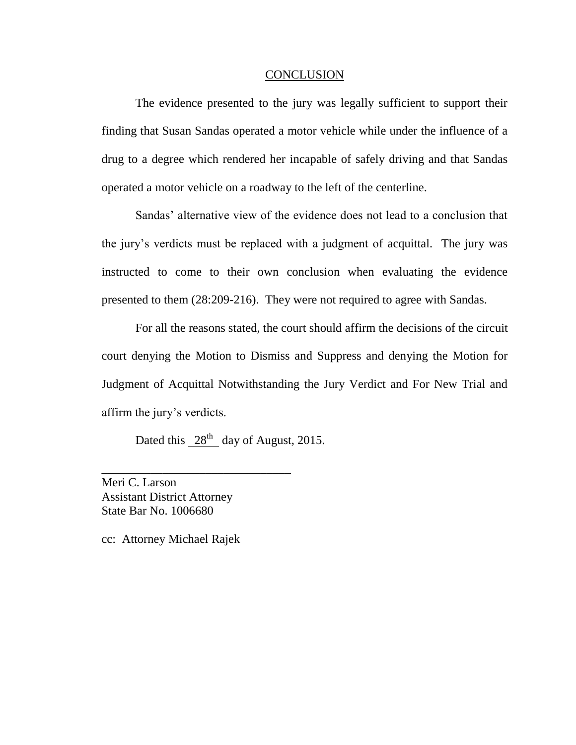## CONCLUSION

The evidence presented to the jury was legally sufficient to support their finding that Susan Sandas operated a motor vehicle while under the influence of a drug to a degree which rendered her incapable of safely driving and that Sandas operated a motor vehicle on a roadway to the left of the centerline.

Sandas' alternative view of the evidence does not lead to a conclusion that the jury's verdicts must be replaced with a judgment of acquittal. The jury was instructed to come to their own conclusion when evaluating the evidence presented to them (28:209-216). They were not required to agree with Sandas.

For all the reasons stated, the court should affirm the decisions of the circuit court denying the Motion to Dismiss and Suppress and denying the Motion for Judgment of Acquittal Notwithstanding the Jury Verdict and For New Trial and affirm the jury's verdicts.

Dated this 28th day of August, 2015.

\_\_\_\_\_\_\_\_\_\_\_\_\_\_\_\_\_\_\_\_\_\_\_\_\_\_\_\_\_\_\_\_

Meri C. Larson
Assistant District Attorney
State Bar No. 1006680

cc: Attorney Michael Rajek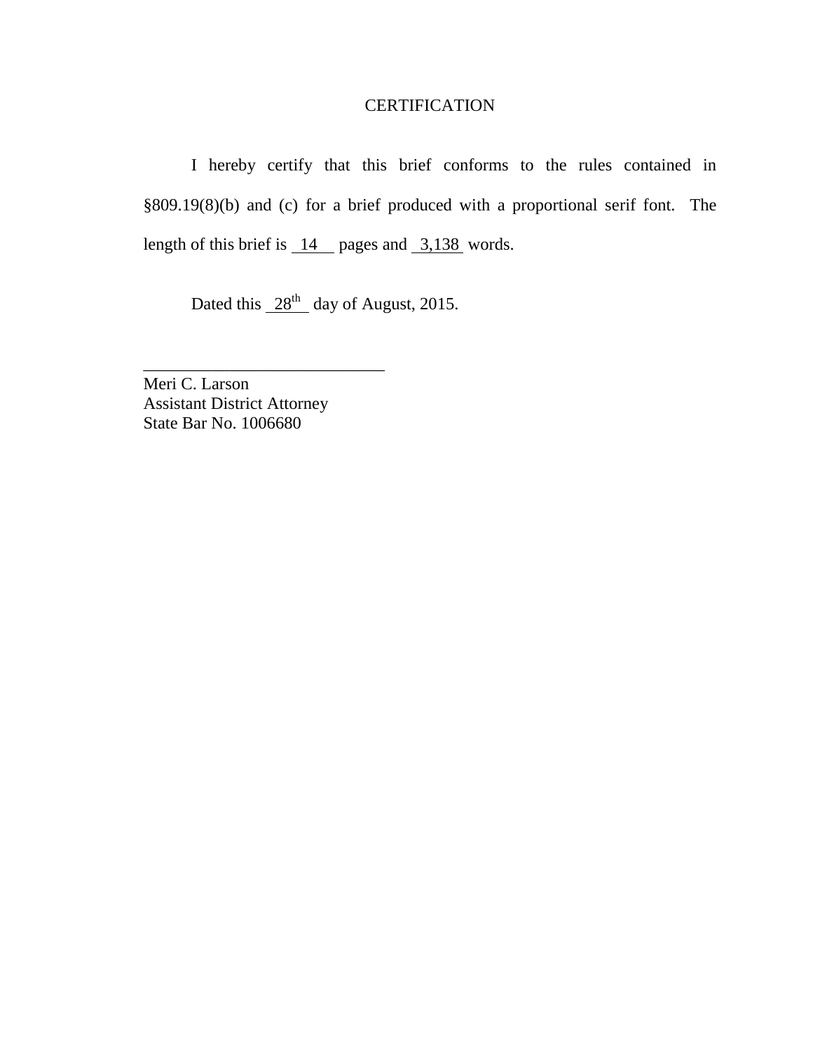# CERTIFICATION

I hereby certify that this brief conforms to the rules contained in §809.19(8)(b) and (c) for a brief produced with a proportional serif font. The length of this brief is 14 pages and 3,138 words.

Dated this 28th day of August, 2015.

\_\_\_\_\_\_\_\_\_\_\_\_\_\_\_\_\_\_\_\_\_\_\_\_\_\_\_\_\_\_

Meri C. Larson
Assistant District Attorney
State Bar No. 1006680